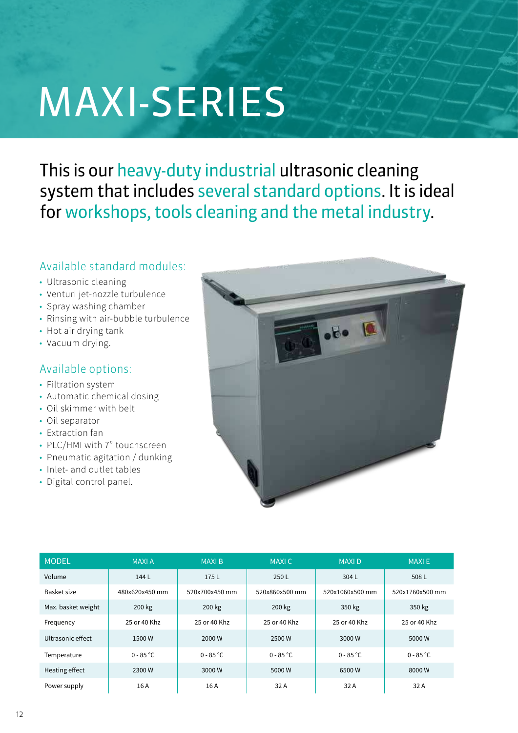# MAXI-SERIES

This is our heavy-duty industrial ultrasonic cleaning system that includes several standard options. It is ideal for workshops, tools cleaning and the metal industry.

### Available standard modules:

- Ultrasonic cleaning
- Venturi jet-nozzle turbulence
- Spray washing chamber
- Rinsing with air-bubble turbulence
- Hot air drying tank
- Vacuum drying.

### Available options:

- Filtration system
- Automatic chemical dosing
- Oil skimmer with belt
- Oil separator
- Extraction fan
- PLC/HMI with 7" touchscreen
- Pneumatic agitation / dunking
- Inlet- and outlet tables
- Digital control panel.

| MODEL | MAXI A | MAXI B | MAXI C | MAXI D | MAXI E |
|---|---|---|---|---|---|
| Volume | 144 L | 175 L | 250 L | 304 L | 508 L |
| Basket size | 480x620x450 mm | 520x700x450 mm | 520x860x500 mm | 520x1060x500 mm | 520x1760x500 mm |
| Max. basket weight | 200 kg | 200 kg | 200 kg | 350 kg | 350 kg |
| Frequency | 25 or 40 Khz | 25 or 40 Khz | 25 or 40 Khz | 25 or 40 Khz | 25 or 40 Khz |
| Ultrasonic effect | 1500 W | 2000 W | 2500 W | 3000 W | 5000 W |
| Temperature | 0 - 85 °C | 0 - 85 °C | 0 - 85 °C | 0 - 85 °C | 0 - 85 °C |
| Heating effect | 2300 W | 3000 W | 5000 W | 6500 W | 8000 W |
| Power supply | 16 A | 16 A | 32 A | 32 A | 32 A |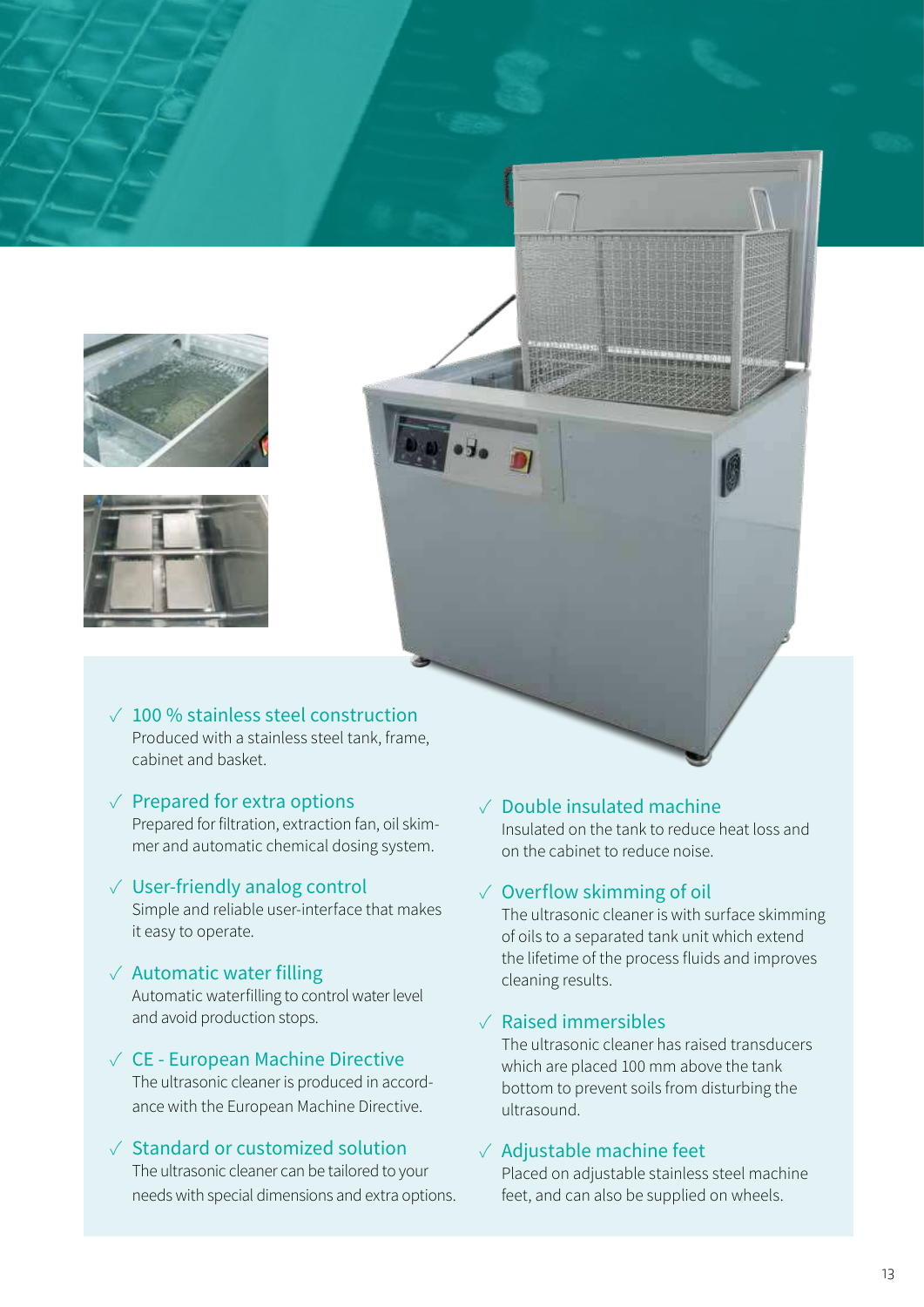### √ 100 % stainless steel construction

Produced with a stainless steel tank, frame, cabinet and basket.

### √ Prepared for extra options

Prepared for filtration, extraction fan, oil skimmer and automatic chemical dosing system.

### √ User-friendly analog control

Simple and reliable user-interface that makes it easy to operate.

### √ Automatic water filling

Automatic waterfilling to control water level and avoid production stops.

### √ CE - European Machine Directive

The ultrasonic cleaner is produced in accordance with the European Machine Directive.

### √ Standard or customized solution

The ultrasonic cleaner can be tailored to your needs with special dimensions and extra options.

### √ Double insulated machine

Insulated on the tank to reduce heat loss and on the cabinet to reduce noise.

### √ Overflow skimming of oil

The ultrasonic cleaner is with surface skimming of oils to a separated tank unit which extend the lifetime of the process fluids and improves cleaning results.

### √ Raised immersibles

The ultrasonic cleaner has raised transducers which are placed 100 mm above the tank bottom to prevent soils from disturbing the ultrasound.

### √ Adjustable machine feet

Placed on adjustable stainless steel machine feet, and can also be supplied on wheels.